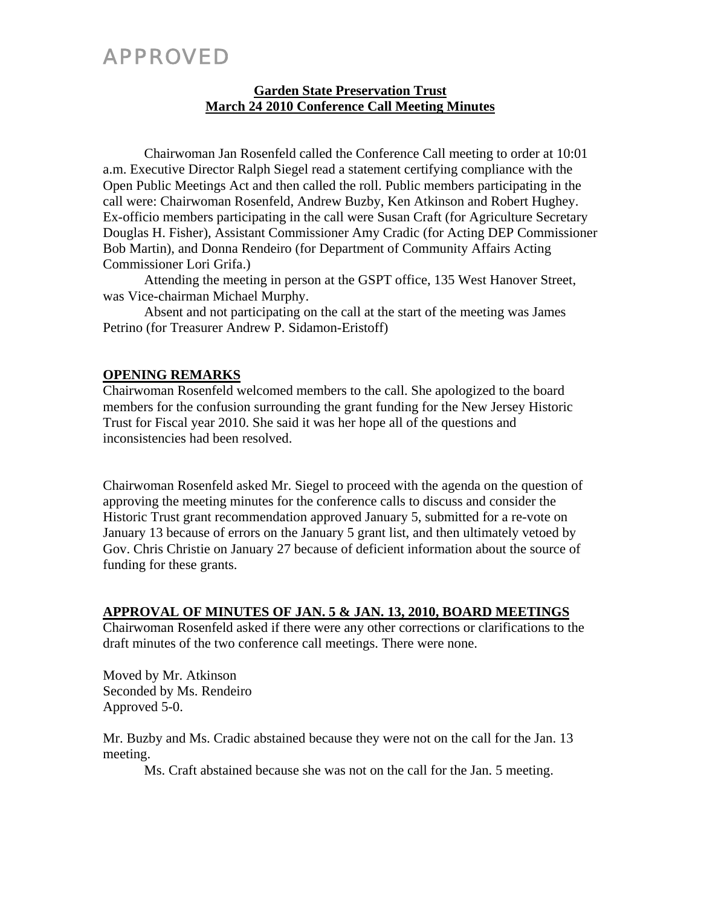# APPROVED

**Garden State Preservation Trust**
**March 24 2010 Conference Call Meeting Minutes**

Chairwoman Jan Rosenfeld called the Conference Call meeting to order at 10:01 a.m. Executive Director Ralph Siegel read a statement certifying compliance with the Open Public Meetings Act and then called the roll. Public members participating in the call were: Chairwoman Rosenfeld, Andrew Buzby, Ken Atkinson and Robert Hughey. Ex-officio members participating in the call were Susan Craft (for Agriculture Secretary Douglas H. Fisher), Assistant Commissioner Amy Cradic (for Acting DEP Commissioner Bob Martin), and Donna Rendeiro (for Department of Community Affairs Acting Commissioner Lori Grifa.)

Attending the meeting in person at the GSPT office, 135 West Hanover Street, was Vice-chairman Michael Murphy.

Absent and not participating on the call at the start of the meeting was James Petrino (for Treasurer Andrew P. Sidamon-Eristoff)

## OPENING REMARKS

Chairwoman Rosenfeld welcomed members to the call. She apologized to the board members for the confusion surrounding the grant funding for the New Jersey Historic Trust for Fiscal year 2010. She said it was her hope all of the questions and inconsistencies had been resolved.

Chairwoman Rosenfeld asked Mr. Siegel to proceed with the agenda on the question of approving the meeting minutes for the conference calls to discuss and consider the Historic Trust grant recommendation approved January 5, submitted for a re-vote on January 13 because of errors on the January 5 grant list, and then ultimately vetoed by Gov. Chris Christie on January 27 because of deficient information about the source of funding for these grants.

## APPROVAL OF MINUTES OF JAN. 5 & JAN. 13, 2010, BOARD MEETINGS

Chairwoman Rosenfeld asked if there were any other corrections or clarifications to the draft minutes of the two conference call meetings. There were none.

Moved by Mr. Atkinson
Seconded by Ms. Rendeiro
Approved 5-0.

Mr. Buzby and Ms. Cradic abstained because they were not on the call for the Jan. 13 meeting.

Ms. Craft abstained because she was not on the call for the Jan. 5 meeting.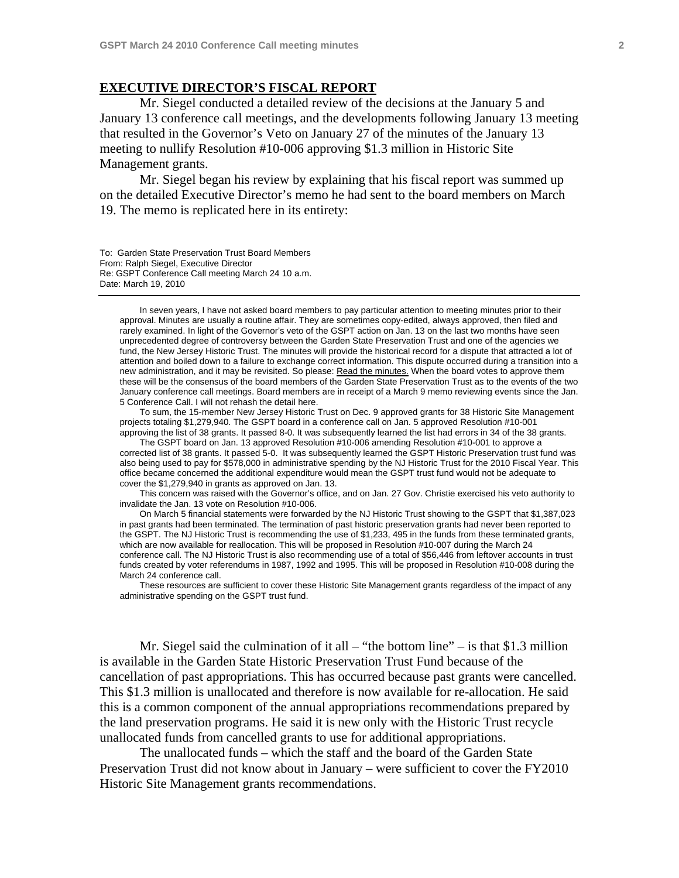## EXECUTIVE DIRECTOR'S FISCAL REPORT

Mr. Siegel conducted a detailed review of the decisions at the January 5 and January 13 conference call meetings, and the developments following January 13 meeting that resulted in the Governor's Veto on January 27 of the minutes of the January 13 meeting to nullify Resolution #10-006 approving $1.3 million in Historic Site Management grants.

Mr. Siegel began his review by explaining that his fiscal report was summed up on the detailed Executive Director's memo he had sent to the board members on March 19. The memo is replicated here in its entirety:

To: Garden State Preservation Trust Board Members
From: Ralph Siegel, Executive Director
Re: GSPT Conference Call meeting March 24 10 a.m.
Date: March 19, 2010

---

In seven years, I have not asked board members to pay particular attention to meeting minutes prior to their approval. Minutes are usually a routine affair. They are sometimes copy-edited, always approved, then filed and rarely examined. In light of the Governor's veto of the GSPT action on Jan. 13 on the last two months have seen unprecedented degree of controversy between the Garden State Preservation Trust and one of the agencies we fund, the New Jersey Historic Trust. The minutes will provide the historical record for a dispute that attracted a lot of attention and boiled down to a failure to exchange correct information. This dispute occurred during a transition into a new administration, and it may be revisited. So please: Read the minutes. When the board votes to approve them these will be the consensus of the board members of the Garden State Preservation Trust as to the events of the two January conference call meetings. Board members are in receipt of a March 9 memo reviewing events since the Jan. 5 Conference Call. I will not rehash the detail here.

To sum, the 15-member New Jersey Historic Trust on Dec. 9 approved grants for 38 Historic Site Management projects totaling $1,279,940. The GSPT board in a conference call on Jan. 5 approved Resolution #10-001 approving the list of 38 grants. It passed 8-0. It was subsequently learned the list had errors in 34 of the 38 grants.

The GSPT board on Jan. 13 approved Resolution #10-006 amending Resolution #10-001 to approve a corrected list of 38 grants. It passed 5-0. It was subsequently learned the GSPT Historic Preservation trust fund was also being used to pay for $578,000 in administrative spending by the NJ Historic Trust for the 2010 Fiscal Year. This office became concerned the additional expenditure would mean the GSPT trust fund would not be adequate to cover the $1,279,940 in grants as approved on Jan. 13.

This concern was raised with the Governor's office, and on Jan. 27 Gov. Christie exercised his veto authority to invalidate the Jan. 13 vote on Resolution #10-006.

On March 5 financial statements were forwarded by the NJ Historic Trust showing to the GSPT that $1,387,023 in past grants had been terminated. The termination of past historic preservation grants had never been reported to the GSPT. The NJ Historic Trust is recommending the use of $1,233, 495 in the funds from these terminated grants, which are now available for reallocation. This will be proposed in Resolution #10-007 during the March 24 conference call. The NJ Historic Trust is also recommending use of a total of $56,446 from leftover accounts in trust funds created by voter referendums in 1987, 1992 and 1995. This will be proposed in Resolution #10-008 during the March 24 conference call.

These resources are sufficient to cover these Historic Site Management grants regardless of the impact of any administrative spending on the GSPT trust fund.

Mr. Siegel said the culmination of it all – "the bottom line" – is that $1.3 million is available in the Garden State Historic Preservation Trust Fund because of the cancellation of past appropriations. This has occurred because past grants were cancelled. This $1.3 million is unallocated and therefore is now available for re-allocation. He said this is a common component of the annual appropriations recommendations prepared by the land preservation programs. He said it is new only with the Historic Trust recycle unallocated funds from cancelled grants to use for additional appropriations.

The unallocated funds – which the staff and the board of the Garden State Preservation Trust did not know about in January – were sufficient to cover the FY2010 Historic Site Management grants recommendations.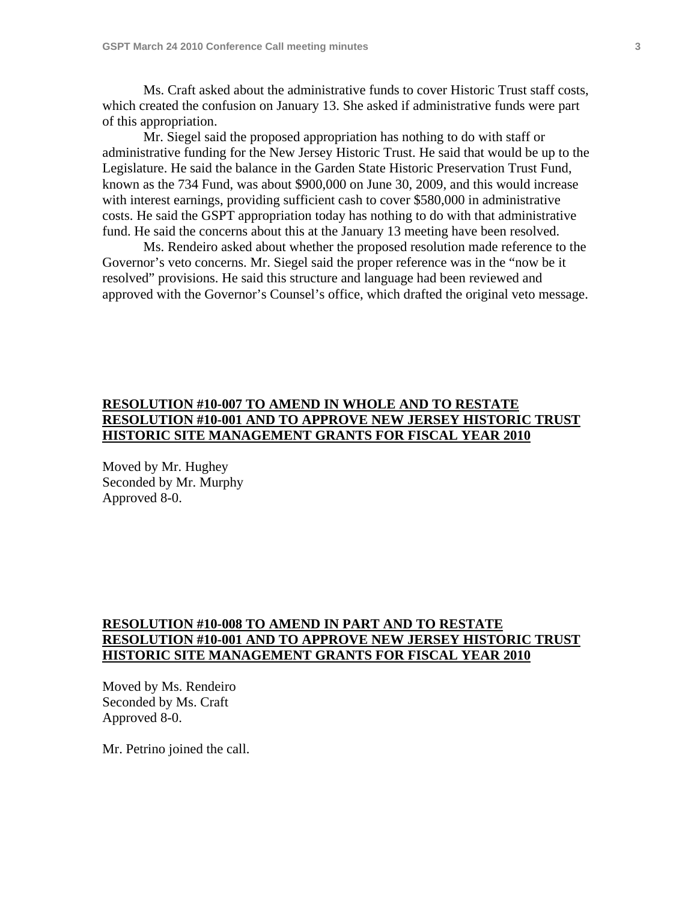Ms. Craft asked about the administrative funds to cover Historic Trust staff costs, which created the confusion on January 13. She asked if administrative funds were part of this appropriation.

Mr. Siegel said the proposed appropriation has nothing to do with staff or administrative funding for the New Jersey Historic Trust. He said that would be up to the Legislature. He said the balance in the Garden State Historic Preservation Trust Fund, known as the 734 Fund, was about $900,000 on June 30, 2009, and this would increase with interest earnings, providing sufficient cash to cover $580,000 in administrative costs. He said the GSPT appropriation today has nothing to do with that administrative fund. He said the concerns about this at the January 13 meeting have been resolved.

Ms. Rendeiro asked about whether the proposed resolution made reference to the Governor's veto concerns. Mr. Siegel said the proper reference was in the "now be it resolved" provisions. He said this structure and language had been reviewed and approved with the Governor's Counsel's office, which drafted the original veto message.

**RESOLUTION #10-007 TO AMEND IN WHOLE AND TO RESTATE RESOLUTION #10-001 AND TO APPROVE NEW JERSEY HISTORIC TRUST HISTORIC SITE MANAGEMENT GRANTS FOR FISCAL YEAR 2010**

Moved by Mr. Hughey
Seconded by Mr. Murphy
Approved 8-0.

**RESOLUTION #10-008 TO AMEND IN PART AND TO RESTATE RESOLUTION #10-001 AND TO APPROVE NEW JERSEY HISTORIC TRUST HISTORIC SITE MANAGEMENT GRANTS FOR FISCAL YEAR 2010**

Moved by Ms. Rendeiro
Seconded by Ms. Craft
Approved 8-0.

Mr. Petrino joined the call.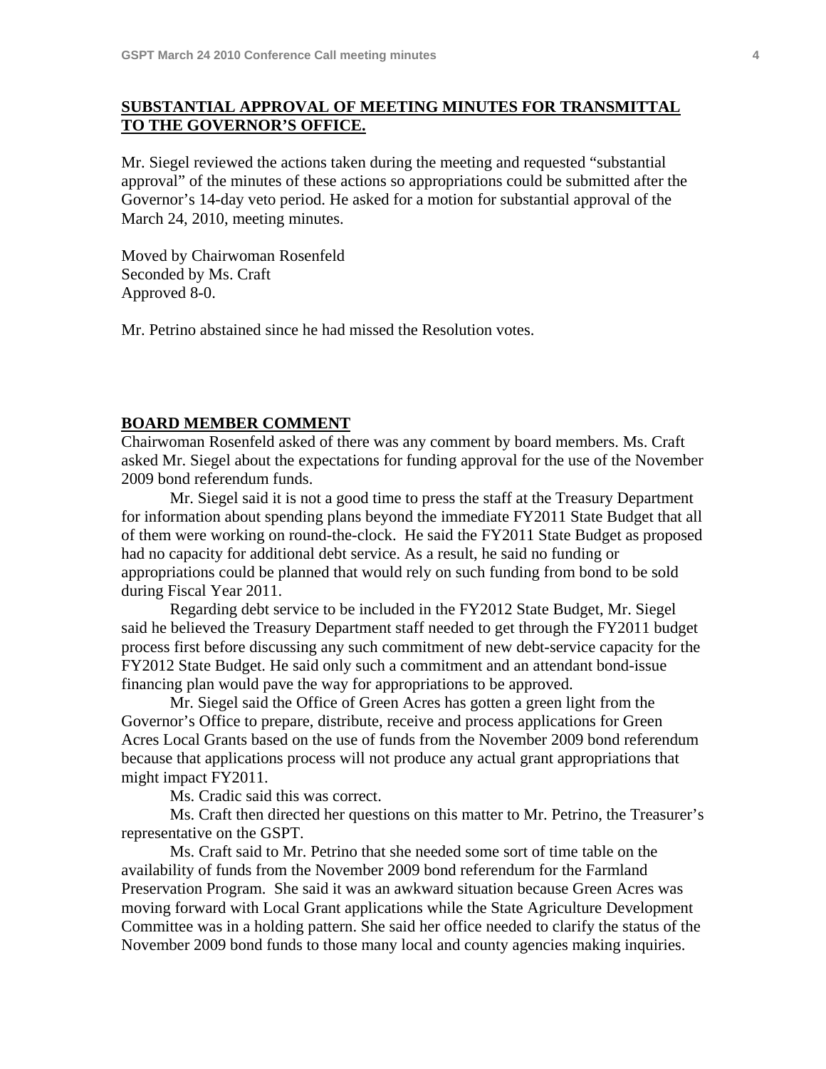## SUBSTANTIAL APPROVAL OF MEETING MINUTES FOR TRANSMITTAL TO THE GOVERNOR'S OFFICE.

Mr. Siegel reviewed the actions taken during the meeting and requested "substantial approval" of the minutes of these actions so appropriations could be submitted after the Governor's 14-day veto period. He asked for a motion for substantial approval of the March 24, 2010, meeting minutes.

Moved by Chairwoman Rosenfeld
Seconded by Ms. Craft
Approved 8-0.

Mr. Petrino abstained since he had missed the Resolution votes.

## BOARD MEMBER COMMENT

Chairwoman Rosenfeld asked of there was any comment by board members. Ms. Craft asked Mr. Siegel about the expectations for funding approval for the use of the November 2009 bond referendum funds.

Mr. Siegel said it is not a good time to press the staff at the Treasury Department for information about spending plans beyond the immediate FY2011 State Budget that all of them were working on round-the-clock. He said the FY2011 State Budget as proposed had no capacity for additional debt service. As a result, he said no funding or appropriations could be planned that would rely on such funding from bond to be sold during Fiscal Year 2011.

Regarding debt service to be included in the FY2012 State Budget, Mr. Siegel said he believed the Treasury Department staff needed to get through the FY2011 budget process first before discussing any such commitment of new debt-service capacity for the FY2012 State Budget. He said only such a commitment and an attendant bond-issue financing plan would pave the way for appropriations to be approved.

Mr. Siegel said the Office of Green Acres has gotten a green light from the Governor's Office to prepare, distribute, receive and process applications for Green Acres Local Grants based on the use of funds from the November 2009 bond referendum because that applications process will not produce any actual grant appropriations that might impact FY2011.

Ms. Cradic said this was correct.

Ms. Craft then directed her questions on this matter to Mr. Petrino, the Treasurer's representative on the GSPT.

Ms. Craft said to Mr. Petrino that she needed some sort of time table on the availability of funds from the November 2009 bond referendum for the Farmland Preservation Program. She said it was an awkward situation because Green Acres was moving forward with Local Grant applications while the State Agriculture Development Committee was in a holding pattern. She said her office needed to clarify the status of the November 2009 bond funds to those many local and county agencies making inquiries.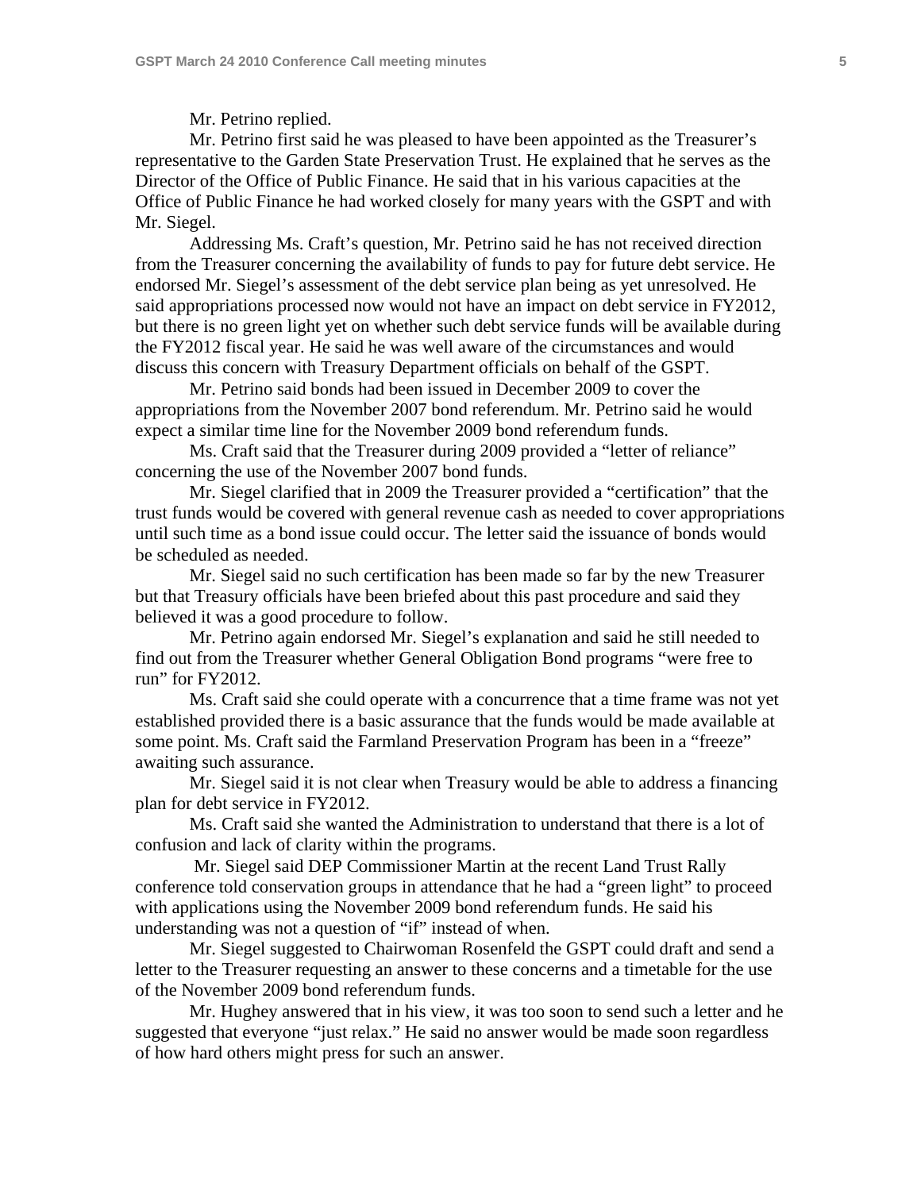Mr. Petrino replied.

Mr. Petrino first said he was pleased to have been appointed as the Treasurer's representative to the Garden State Preservation Trust. He explained that he serves as the Director of the Office of Public Finance. He said that in his various capacities at the Office of Public Finance he had worked closely for many years with the GSPT and with Mr. Siegel.

Addressing Ms. Craft's question, Mr. Petrino said he has not received direction from the Treasurer concerning the availability of funds to pay for future debt service. He endorsed Mr. Siegel's assessment of the debt service plan being as yet unresolved. He said appropriations processed now would not have an impact on debt service in FY2012, but there is no green light yet on whether such debt service funds will be available during the FY2012 fiscal year. He said he was well aware of the circumstances and would discuss this concern with Treasury Department officials on behalf of the GSPT.

Mr. Petrino said bonds had been issued in December 2009 to cover the appropriations from the November 2007 bond referendum. Mr. Petrino said he would expect a similar time line for the November 2009 bond referendum funds.

Ms. Craft said that the Treasurer during 2009 provided a "letter of reliance" concerning the use of the November 2007 bond funds.

Mr. Siegel clarified that in 2009 the Treasurer provided a "certification" that the trust funds would be covered with general revenue cash as needed to cover appropriations until such time as a bond issue could occur. The letter said the issuance of bonds would be scheduled as needed.

Mr. Siegel said no such certification has been made so far by the new Treasurer but that Treasury officials have been briefed about this past procedure and said they believed it was a good procedure to follow.

Mr. Petrino again endorsed Mr. Siegel's explanation and said he still needed to find out from the Treasurer whether General Obligation Bond programs "were free to run" for FY2012.

Ms. Craft said she could operate with a concurrence that a time frame was not yet established provided there is a basic assurance that the funds would be made available at some point. Ms. Craft said the Farmland Preservation Program has been in a "freeze" awaiting such assurance.

Mr. Siegel said it is not clear when Treasury would be able to address a financing plan for debt service in FY2012.

Ms. Craft said she wanted the Administration to understand that there is a lot of confusion and lack of clarity within the programs.

Mr. Siegel said DEP Commissioner Martin at the recent Land Trust Rally conference told conservation groups in attendance that he had a "green light" to proceed with applications using the November 2009 bond referendum funds. He said his understanding was not a question of "if" instead of when.

Mr. Siegel suggested to Chairwoman Rosenfeld the GSPT could draft and send a letter to the Treasurer requesting an answer to these concerns and a timetable for the use of the November 2009 bond referendum funds.

Mr. Hughey answered that in his view, it was too soon to send such a letter and he suggested that everyone "just relax." He said no answer would be made soon regardless of how hard others might press for such an answer.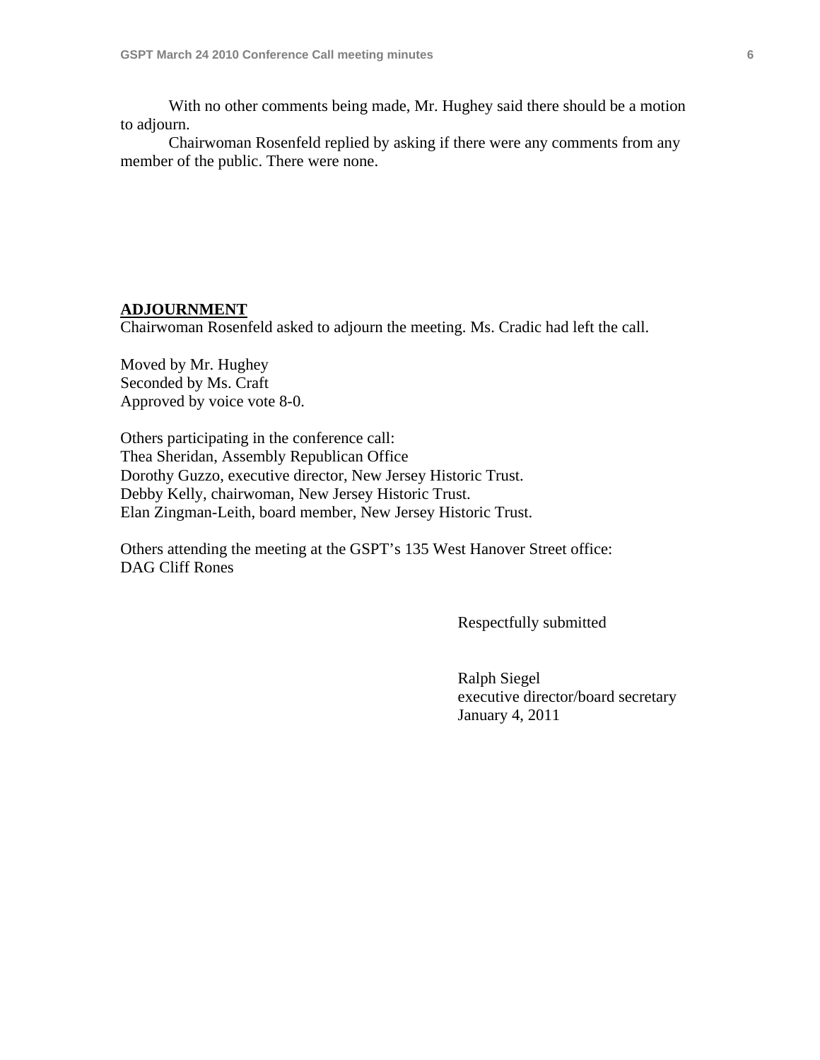With no other comments being made, Mr. Hughey said there should be a motion to adjourn.

Chairwoman Rosenfeld replied by asking if there were any comments from any member of the public. There were none.

**ADJOURNMENT**

Chairwoman Rosenfeld asked to adjourn the meeting. Ms. Cradic had left the call.

Moved by Mr. Hughey
Seconded by Ms. Craft
Approved by voice vote 8-0.

Others participating in the conference call:
Thea Sheridan, Assembly Republican Office
Dorothy Guzzo, executive director, New Jersey Historic Trust.
Debby Kelly, chairwoman, New Jersey Historic Trust.
Elan Zingman-Leith, board member, New Jersey Historic Trust.

Others attending the meeting at the GSPT's 135 West Hanover Street office:
DAG Cliff Rones

Respectfully submitted

Ralph Siegel
executive director/board secretary
January 4, 2011